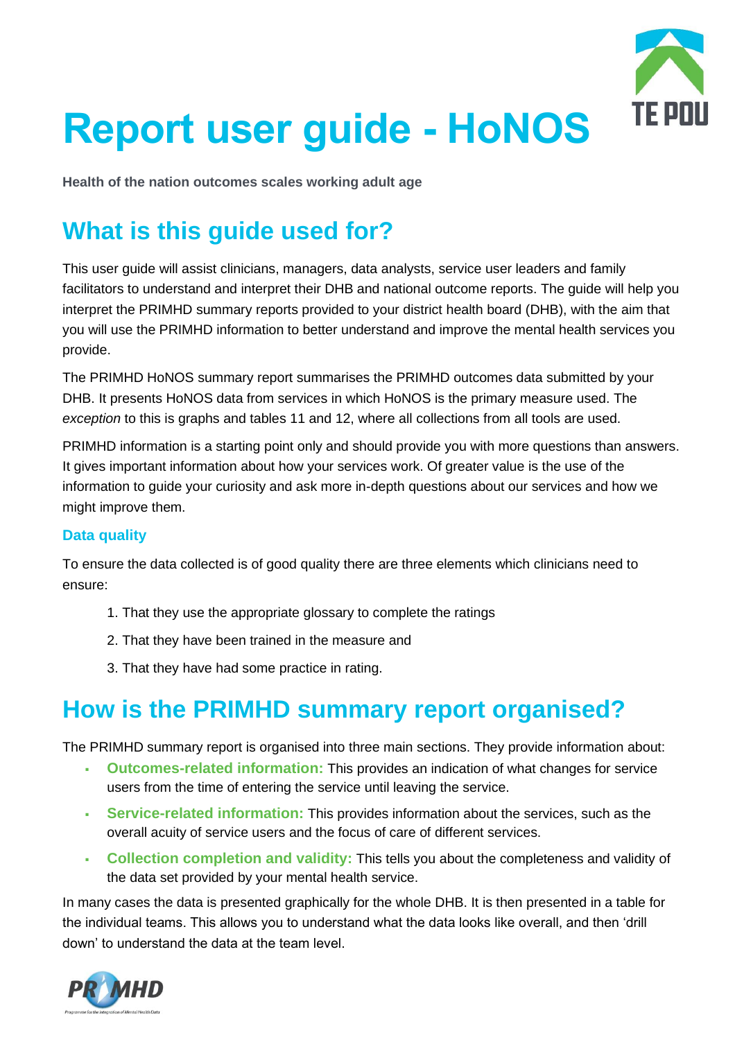# Report user guide - HoNOS

**Health of the nation outcomes scales working adult age**

## What is this guide used for?

This user guide will assist clinicians, managers, data analysts, service user leaders and family facilitators to understand and interpret their DHB and national outcome reports. The guide will help you interpret the PRIMHD summary reports provided to your district health board (DHB), with the aim that you will use the PRIMHD information to better understand and improve the mental health services you provide.

The PRIMHD HoNOS summary report summarises the PRIMHD outcomes data submitted by your DHB. It presents HoNOS data from services in which HoNOS is the primary measure used. The *exception* to this is graphs and tables 11 and 12, where all collections from all tools are used.

PRIMHD information is a starting point only and should provide you with more questions than answers. It gives important information about how your services work. Of greater value is the use of the information to guide your curiosity and ask more in-depth questions about our services and how we might improve them.

### Data quality

To ensure the data collected is of good quality there are three elements which clinicians need to ensure:

1. That they use the appropriate glossary to complete the ratings
2. That they have been trained in the measure and
3. That they have had some practice in rating.

## How is the PRIMHD summary report organised?

The PRIMHD summary report is organised into three main sections. They provide information about:

- **Outcomes-related information:** This provides an indication of what changes for service users from the time of entering the service until leaving the service.
- **Service-related information:** This provides information about the services, such as the overall acuity of service users and the focus of care of different services.
- **Collection completion and validity:** This tells you about the completeness and validity of the data set provided by your mental health service.

In many cases the data is presented graphically for the whole DHB. It is then presented in a table for the individual teams. This allows you to understand what the data looks like overall, and then 'drill down' to understand the data at the team level.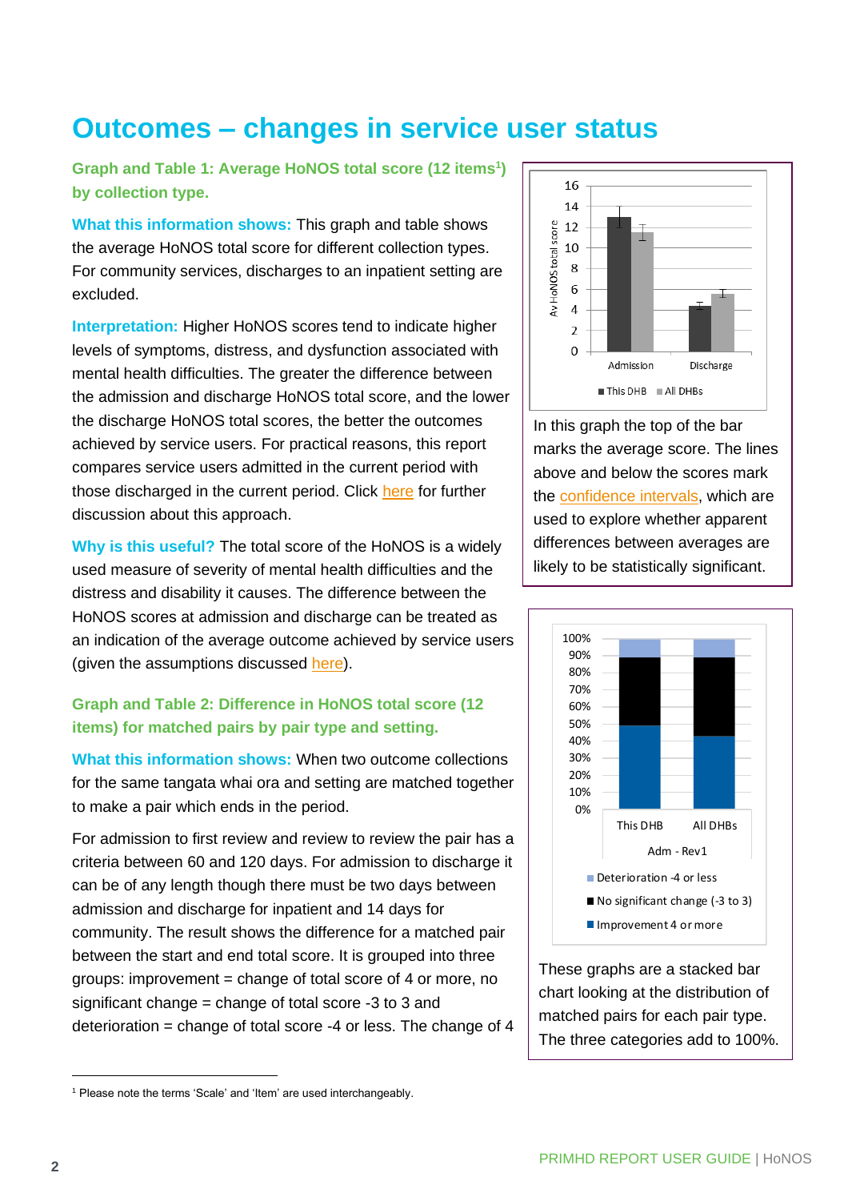# Outcomes – changes in service user status

## Graph and Table 1: Average HoNOS total score (12 items[1]) by collection type.

**What this information shows:** This graph and table shows the average HoNOS total score for different collection types. For community services, discharges to an inpatient setting are excluded.

**Interpretation:** Higher HoNOS scores tend to indicate higher levels of symptoms, distress, and dysfunction associated with mental health difficulties. The greater the difference between the admission and discharge HoNOS total score, and the lower the discharge HoNOS total scores, the better the outcomes achieved by service users. For practical reasons, this report compares service users admitted in the current period with those discharged in the current period. Click here for further discussion about this approach.

**Why is this useful?** The total score of the HoNOS is a widely used measure of severity of mental health difficulties and the distress and disability it causes. The difference between the HoNOS scores at admission and discharge can be treated as an indication of the average outcome achieved by service users (given the assumptions discussed here).

16
14
12
10
8
6
4
2
0
Av HoNOS total score
Admission
Discharge
This DHB
All DHBs

In this graph the top of the bar marks the average score. The lines above and below the scores mark the confidence intervals, which are used to explore whether apparent differences between averages are likely to be statistically significant.

## Graph and Table 2: Difference in HoNOS total score (12 items) for matched pairs by pair type and setting.

**What this information shows:** When two outcome collections for the same tangata whai ora and setting are matched together to make a pair which ends in the period.

For admission to first review and review to review the pair has a criteria between 60 and 120 days. For admission to discharge it can be of any length though there must be two days between admission and discharge for inpatient and 14 days for community. The result shows the difference for a matched pair between the start and end total score. It is grouped into three groups: improvement = change of total score of 4 or more, no significant change = change of total score -3 to 3 and deterioration = change of total score -4 or less. The change of 4

100%
90%
80%
70%
60%
50%
40%
30%
20%
10%
0%
This DHB
All DHBs
Adm - Rev1
Deterioration -4 or less
No significant change (-3 to 3)
Improvement 4 or more

These graphs are a stacked bar chart looking at the distribution of matched pairs for each pair type. The three categories add to 100%.

[1] Please note the terms 'Scale' and 'Item' are used interchangeably.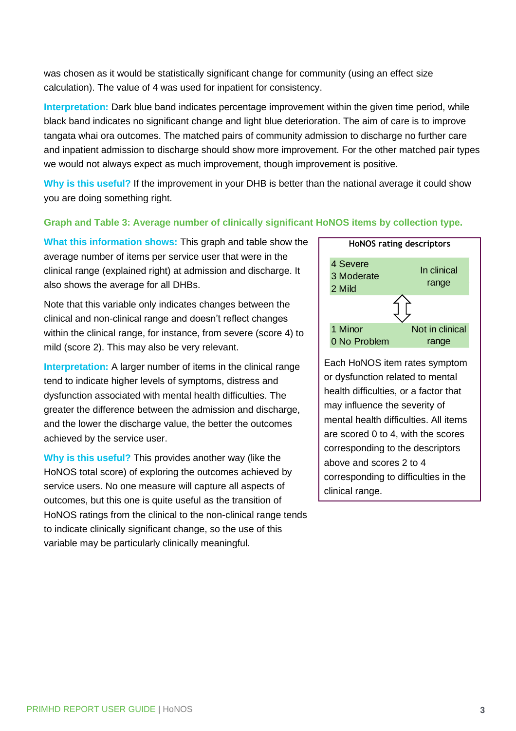was chosen as it would be statistically significant change for community (using an effect size calculation). The value of 4 was used for inpatient for consistency.

**Interpretation:** Dark blue band indicates percentage improvement within the given time period, while black band indicates no significant change and light blue deterioration. The aim of care is to improve tangata whai ora outcomes. The matched pairs of community admission to discharge no further care and inpatient admission to discharge should show more improvement. For the other matched pair types we would not always expect as much improvement, though improvement is positive.

**Why is this useful?** If the improvement in your DHB is better than the national average it could show you are doing something right.

### Graph and Table 3: Average number of clinically significant HoNOS items by collection type.

**What this information shows:** This graph and table show the average number of items per service user that were in the clinical range (explained right) at admission and discharge. It also shows the average for all DHBs.

Note that this variable only indicates changes between the clinical and non-clinical range and doesn't reflect changes within the clinical range, for instance, from severe (score 4) to mild (score 2). This may also be very relevant.

**Interpretation:** A larger number of items in the clinical range tend to indicate higher levels of symptoms, distress and dysfunction associated with mental health difficulties. The greater the difference between the admission and discharge, and the lower the discharge value, the better the outcomes achieved by the service user.

**Why is this useful?** This provides another way (like the HoNOS total score) of exploring the outcomes achieved by service users. No one measure will capture all aspects of outcomes, but this one is quite useful as the transition of HoNOS ratings from the clinical to the non-clinical range tends to indicate clinically significant change, so the use of this variable may be particularly clinically meaningful.

**HoNOS rating descriptors**

| | |
|---|---|
| 4 Severe<br>3 Moderate<br>2 Mild | In clinical range |
| 1 Minor<br>0 No Problem | Not in clinical range |

Each HoNOS item rates symptom or dysfunction related to mental health difficulties, or a factor that may influence the severity of mental health difficulties. All items are scored 0 to 4, with the scores corresponding to the descriptors above and scores 2 to 4 corresponding to difficulties in the clinical range.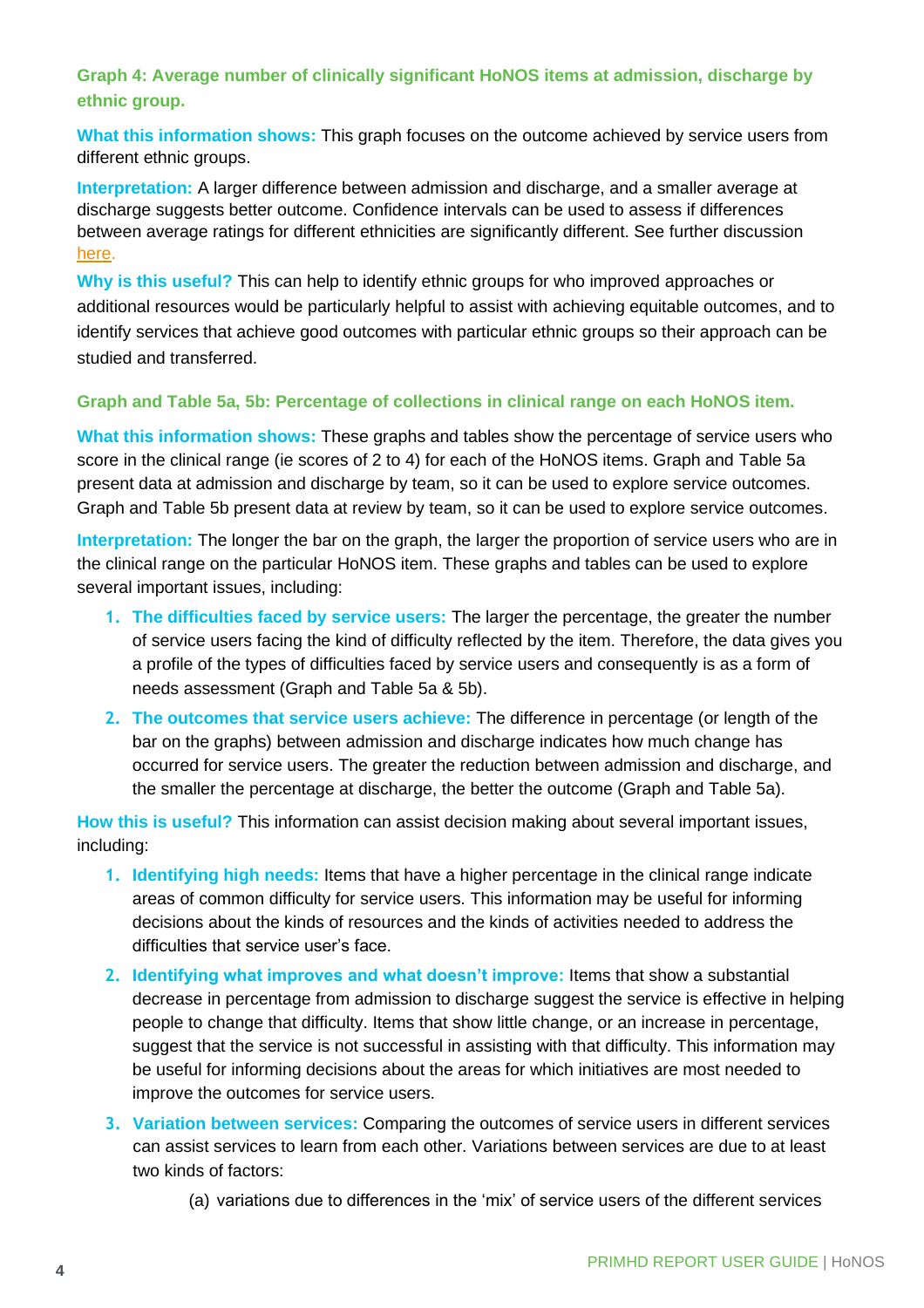### Graph 4: Average number of clinically significant HoNOS items at admission, discharge by ethnic group.

**What this information shows:** This graph focuses on the outcome achieved by service users from different ethnic groups.

**Interpretation:** A larger difference between admission and discharge, and a smaller average at discharge suggests better outcome. Confidence intervals can be used to assess if differences between average ratings for different ethnicities are significantly different. See further discussion here.

**Why is this useful?** This can help to identify ethnic groups for who improved approaches or additional resources would be particularly helpful to assist with achieving equitable outcomes, and to identify services that achieve good outcomes with particular ethnic groups so their approach can be studied and transferred.

### Graph and Table 5a, 5b: Percentage of collections in clinical range on each HoNOS item.

**What this information shows:** These graphs and tables show the percentage of service users who score in the clinical range (ie scores of 2 to 4) for each of the HoNOS items. Graph and Table 5a present data at admission and discharge by team, so it can be used to explore service outcomes. Graph and Table 5b present data at review by team, so it can be used to explore service outcomes.

**Interpretation:** The longer the bar on the graph, the larger the proportion of service users who are in the clinical range on the particular HoNOS item. These graphs and tables can be used to explore several important issues, including:

1. **The difficulties faced by service users:** The larger the percentage, the greater the number of service users facing the kind of difficulty reflected by the item. Therefore, the data gives you a profile of the types of difficulties faced by service users and consequently is as a form of needs assessment (Graph and Table 5a & 5b).
2. **The outcomes that service users achieve:** The difference in percentage (or length of the bar on the graphs) between admission and discharge indicates how much change has occurred for service users. The greater the reduction between admission and discharge, and the smaller the percentage at discharge, the better the outcome (Graph and Table 5a).

**How this is useful?** This information can assist decision making about several important issues, including:

1. **Identifying high needs:** Items that have a higher percentage in the clinical range indicate areas of common difficulty for service users. This information may be useful for informing decisions about the kinds of resources and the kinds of activities needed to address the difficulties that service user's face.
2. **Identifying what improves and what doesn't improve:** Items that show a substantial decrease in percentage from admission to discharge suggest the service is effective in helping people to change that difficulty. Items that show little change, or an increase in percentage, suggest that the service is not successful in assisting with that difficulty. This information may be useful for informing decisions about the areas for which initiatives are most needed to improve the outcomes for service users.
3. **Variation between services:** Comparing the outcomes of service users in different services can assist services to learn from each other. Variations between services are due to at least two kinds of factors:

   (a) variations due to differences in the 'mix' of service users of the different services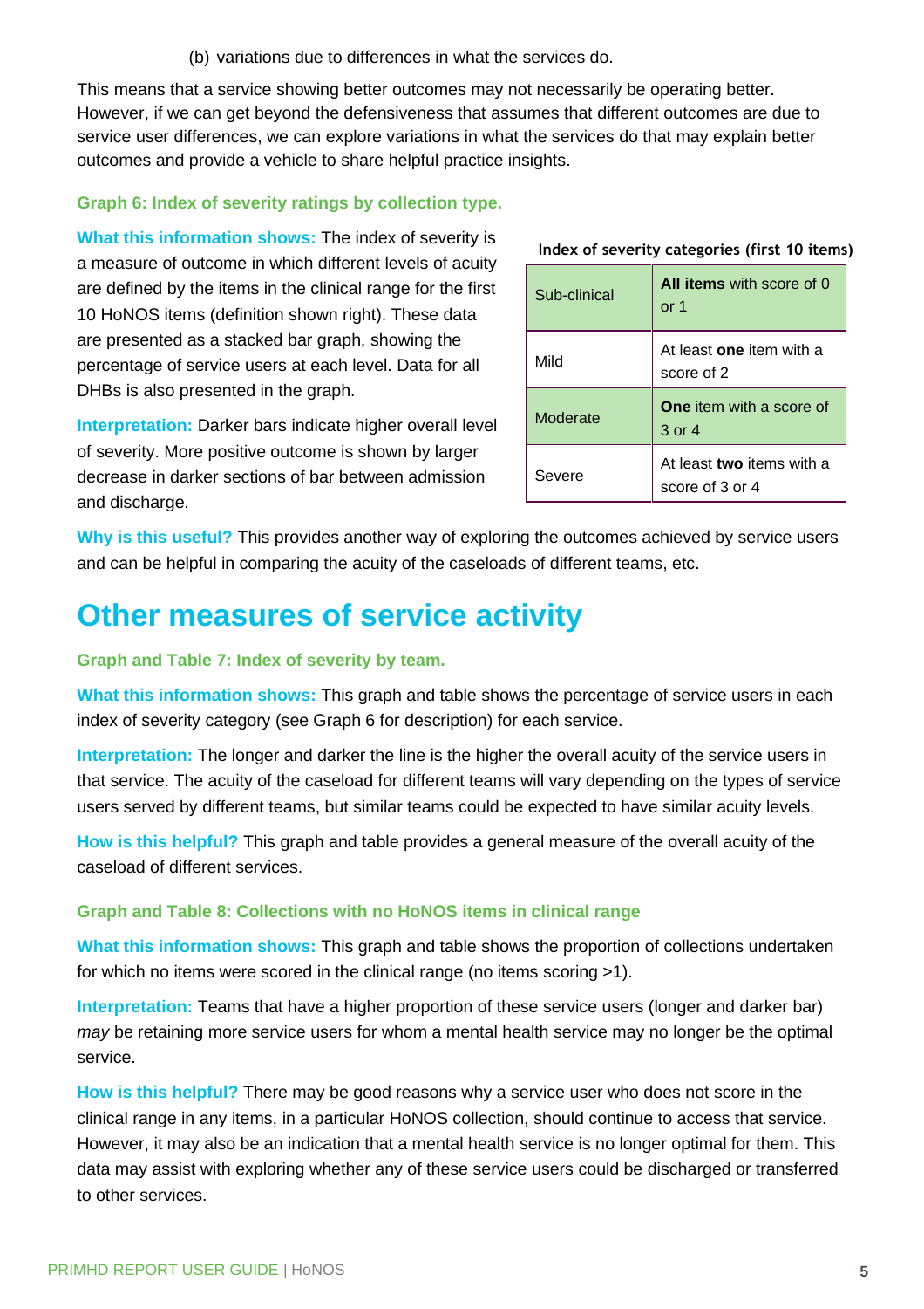(b) variations due to differences in what the services do.

This means that a service showing better outcomes may not necessarily be operating better. However, if we can get beyond the defensiveness that assumes that different outcomes are due to service user differences, we can explore variations in what the services do that may explain better outcomes and provide a vehicle to share helpful practice insights.

### Graph 6: Index of severity ratings by collection type.

**What this information shows:** The index of severity is a measure of outcome in which different levels of acuity are defined by the items in the clinical range for the first 10 HoNOS items (definition shown right). These data are presented as a stacked bar graph, showing the percentage of service users at each level. Data for all DHBs is also presented in the graph.

**Interpretation:** Darker bars indicate higher overall level of severity. More positive outcome is shown by larger decrease in darker sections of bar between admission and discharge.

**Index of severity categories (first 10 items)**

| | |
|---|---|
| Sub-clinical | **All items** with score of 0 or 1 |
| Mild | At least **one** item with a score of 2 |
| Moderate | **One** item with a score of 3 or 4 |
| Severe | At least **two** items with a score of 3 or 4 |

**Why is this useful?** This provides another way of exploring the outcomes achieved by service users and can be helpful in comparing the acuity of the caseloads of different teams, etc.

# Other measures of service activity

### Graph and Table 7: Index of severity by team.

**What this information shows:** This graph and table shows the percentage of service users in each index of severity category (see Graph 6 for description) for each service.

**Interpretation:** The longer and darker the line is the higher the overall acuity of the service users in that service. The acuity of the caseload for different teams will vary depending on the types of service users served by different teams, but similar teams could be expected to have similar acuity levels.

**How is this helpful?** This graph and table provides a general measure of the overall acuity of the caseload of different services.

### Graph and Table 8: Collections with no HoNOS items in clinical range

**What this information shows:** This graph and table shows the proportion of collections undertaken for which no items were scored in the clinical range (no items scoring >1).

**Interpretation:** Teams that have a higher proportion of these service users (longer and darker bar) *may* be retaining more service users for whom a mental health service may no longer be the optimal service.

**How is this helpful?** There may be good reasons why a service user who does not score in the clinical range in any items, in a particular HoNOS collection, should continue to access that service. However, it may also be an indication that a mental health service is no longer optimal for them. This data may assist with exploring whether any of these service users could be discharged or transferred to other services.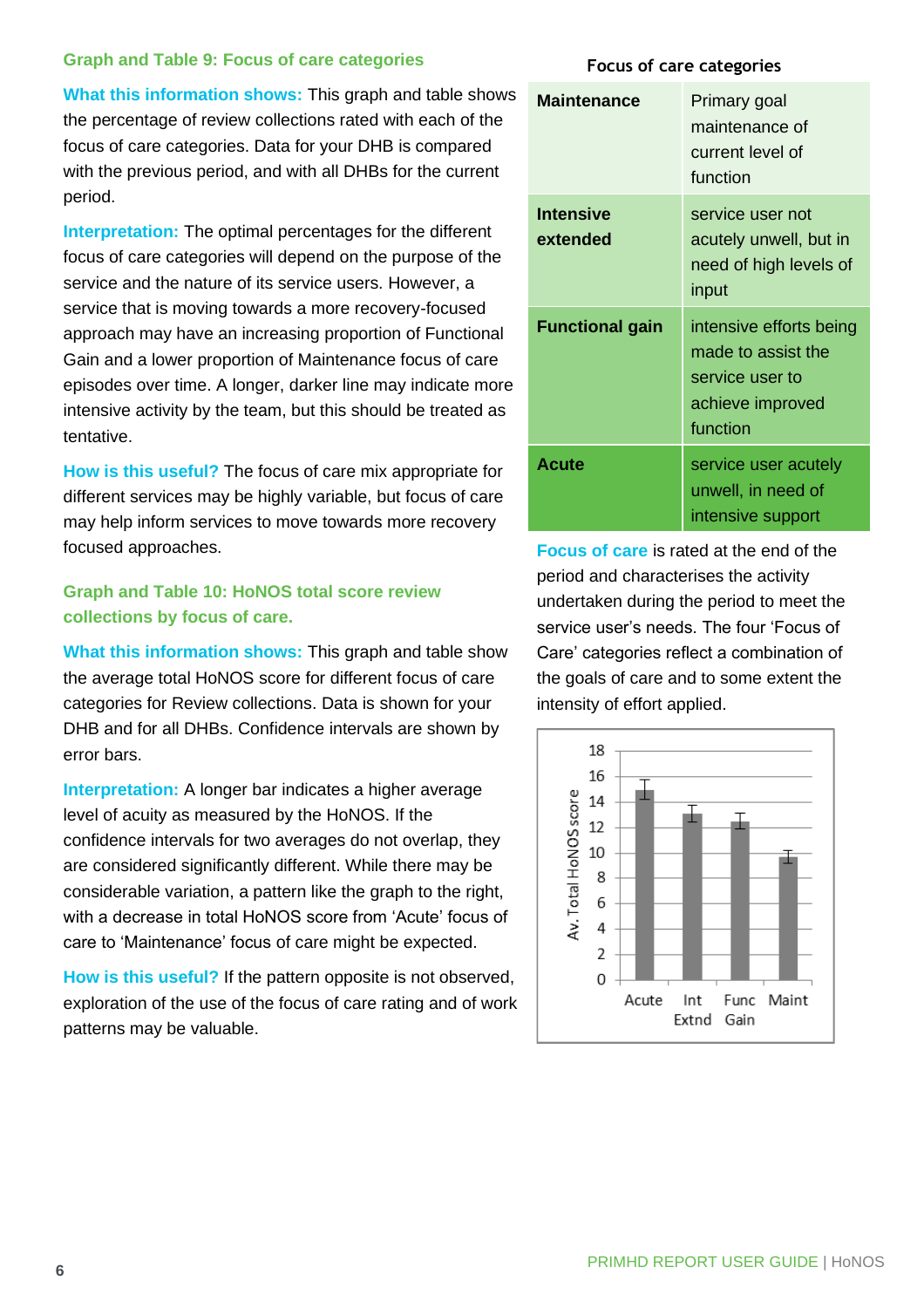### Graph and Table 9: Focus of care categories

**What this information shows:** This graph and table shows the percentage of review collections rated with each of the focus of care categories. Data for your DHB is compared with the previous period, and with all DHBs for the current period.

**Interpretation:** The optimal percentages for the different focus of care categories will depend on the purpose of the service and the nature of its service users. However, a service that is moving towards a more recovery-focused approach may have an increasing proportion of Functional Gain and a lower proportion of Maintenance focus of care episodes over time. A longer, darker line may indicate more intensive activity by the team, but this should be treated as tentative.

**How is this useful?** The focus of care mix appropriate for different services may be highly variable, but focus of care may help inform services to move towards more recovery focused approaches.

### Graph and Table 10: HoNOS total score review collections by focus of care.

**What this information shows:** This graph and table show the average total HoNOS score for different focus of care categories for Review collections. Data is shown for your DHB and for all DHBs. Confidence intervals are shown by error bars.

**Interpretation:** A longer bar indicates a higher average level of acuity as measured by the HoNOS. If the confidence intervals for two averages do not overlap, they are considered significantly different. While there may be considerable variation, a pattern like the graph to the right, with a decrease in total HoNOS score from 'Acute' focus of care to 'Maintenance' focus of care might be expected.

**How is this useful?** If the pattern opposite is not observed, exploration of the use of the focus of care rating and of work patterns may be valuable.

**Focus of care categories**

| | |
|---|---|
| **Maintenance** | Primary goal maintenance of current level of function |
| **Intensive extended** | service user not acutely unwell, but in need of high levels of input |
| **Functional gain** | intensive efforts being made to assist the service user to achieve improved function |
| **Acute** | service user acutely unwell, in need of intensive support |

**Focus of care** is rated at the end of the period and characterises the activity undertaken during the period to meet the service user's needs. The four 'Focus of Care' categories reflect a combination of the goals of care and to some extent the intensity of effort applied.

Av. Total HoNOS score
18
16
14
12
10
8
6
4
2
0
Acute
Int Extnd
Func Gain
Maint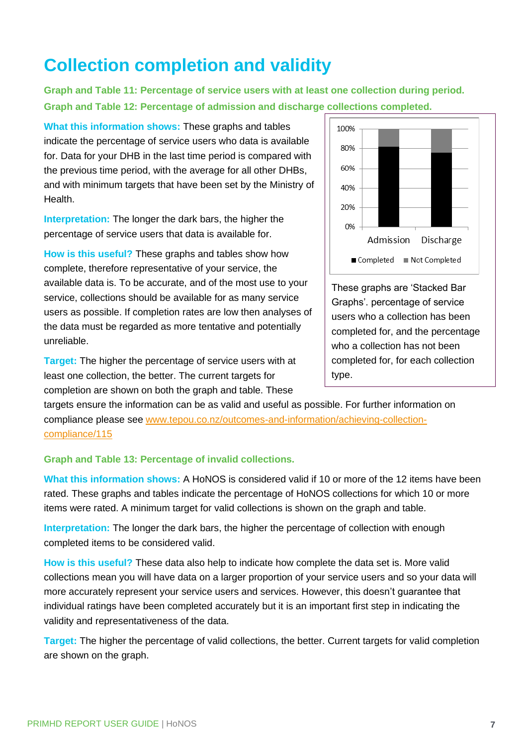# Collection completion and validity

**Graph and Table 11: Percentage of service users with at least one collection during period.**

**Graph and Table 12: Percentage of admission and discharge collections completed.**

**What this information shows:** These graphs and tables indicate the percentage of service users who data is available for. Data for your DHB in the last time period is compared with the previous time period, with the average for all other DHBs, and with minimum targets that have been set by the Ministry of Health.

**Interpretation:** The longer the dark bars, the higher the percentage of service users that data is available for.

**How is this useful?** These graphs and tables show how complete, therefore representative of your service, the available data is. To be accurate, and of the most use to your service, collections should be available for as many service users as possible. If completion rates are low then analyses of the data must be regarded as more tentative and potentially unreliable.

**Target:** The higher the percentage of service users with at least one collection, the better. The current targets for completion are shown on both the graph and table. These targets ensure the information can be as valid and useful as possible. For further information on compliance please see [www.tepou.co.nz/outcomes-and-information/achieving-collection-compliance/115](www.tepou.co.nz/outcomes-and-information/achieving-collection-compliance/115)

100%
80%
60%
40%
20%
0%
Admission
Discharge
Completed
Not Completed

These graphs are 'Stacked Bar Graphs'. percentage of service users who a collection has been completed for, and the percentage who a collection has not been completed for, for each collection type.

**Graph and Table 13: Percentage of invalid collections.**

**What this information shows:** A HoNOS is considered valid if 10 or more of the 12 items have been rated. These graphs and tables indicate the percentage of HoNOS collections for which 10 or more items were rated. A minimum target for valid collections is shown on the graph and table.

**Interpretation:** The longer the dark bars, the higher the percentage of collection with enough completed items to be considered valid.

**How is this useful?** These data also help to indicate how complete the data set is. More valid collections mean you will have data on a larger proportion of your service users and so your data will more accurately represent your service users and services. However, this doesn't guarantee that individual ratings have been completed accurately but it is an important first step in indicating the validity and representativeness of the data.

**Target:** The higher the percentage of valid collections, the better. Current targets for valid completion are shown on the graph.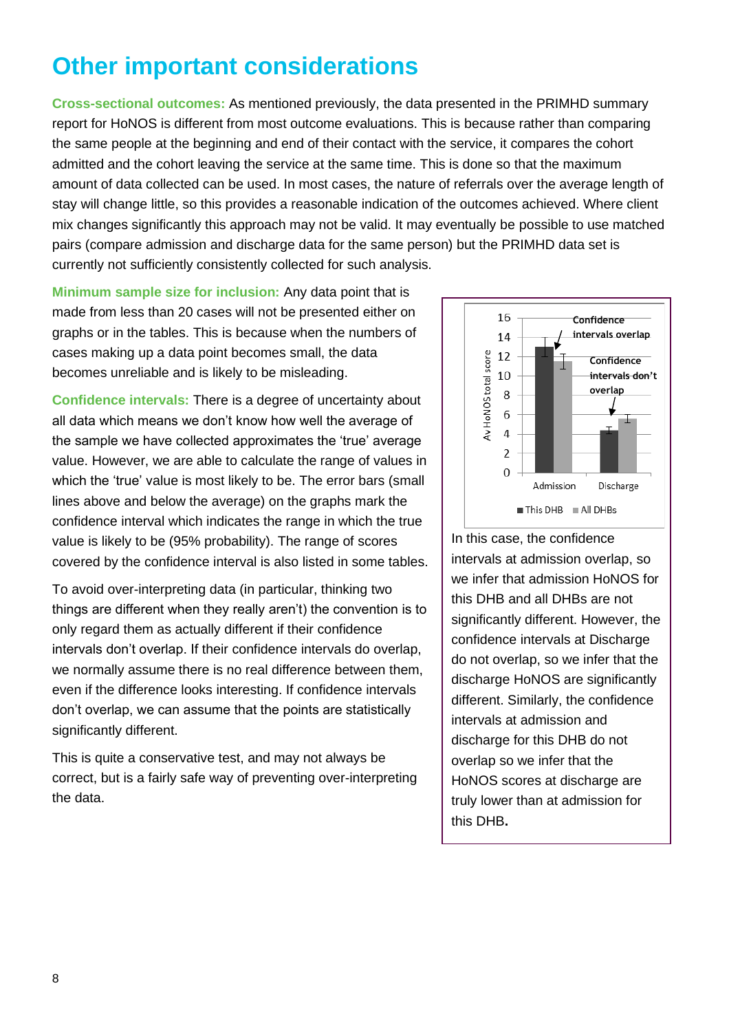# Other important considerations

**Cross-sectional outcomes:** As mentioned previously, the data presented in the PRIMHD summary report for HoNOS is different from most outcome evaluations. This is because rather than comparing the same people at the beginning and end of their contact with the service, it compares the cohort admitted and the cohort leaving the service at the same time. This is done so that the maximum amount of data collected can be used. In most cases, the nature of referrals over the average length of stay will change little, so this provides a reasonable indication of the outcomes achieved. Where client mix changes significantly this approach may not be valid. It may eventually be possible to use matched pairs (compare admission and discharge data for the same person) but the PRIMHD data set is currently not sufficiently consistently collected for such analysis.

**Minimum sample size for inclusion:** Any data point that is made from less than 20 cases will not be presented either on graphs or in the tables. This is because when the numbers of cases making up a data point becomes small, the data becomes unreliable and is likely to be misleading.

**Confidence intervals:** There is a degree of uncertainty about all data which means we don't know how well the average of the sample we have collected approximates the 'true' average value. However, we are able to calculate the range of values in which the 'true' value is most likely to be. The error bars (small lines above and below the average) on the graphs mark the confidence interval which indicates the range in which the true value is likely to be (95% probability). The range of scores covered by the confidence interval is also listed in some tables.

To avoid over-interpreting data (in particular, thinking two things are different when they really aren't) the convention is to only regard them as actually different if their confidence intervals don't overlap. If their confidence intervals do overlap, we normally assume there is no real difference between them, even if the difference looks interesting. If confidence intervals don't overlap, we can assume that the points are statistically significantly different.

This is quite a conservative test, and may not always be correct, but is a fairly safe way of preventing over-interpreting the data.

Av HoNOS total score
16
14
12
10
8
6
4
2
0
Admission
Discharge
Confidence intervals overlap
Confidence intervals don't overlap
This DHB
All DHBs

In this case, the confidence intervals at admission overlap, so we infer that admission HoNOS for this DHB and all DHBs are not significantly different. However, the confidence intervals at Discharge do not overlap, so we infer that the discharge HoNOS are significantly different. Similarly, the confidence intervals at admission and discharge for this DHB do not overlap so we infer that the HoNOS scores at discharge are truly lower than at admission for this DHB.